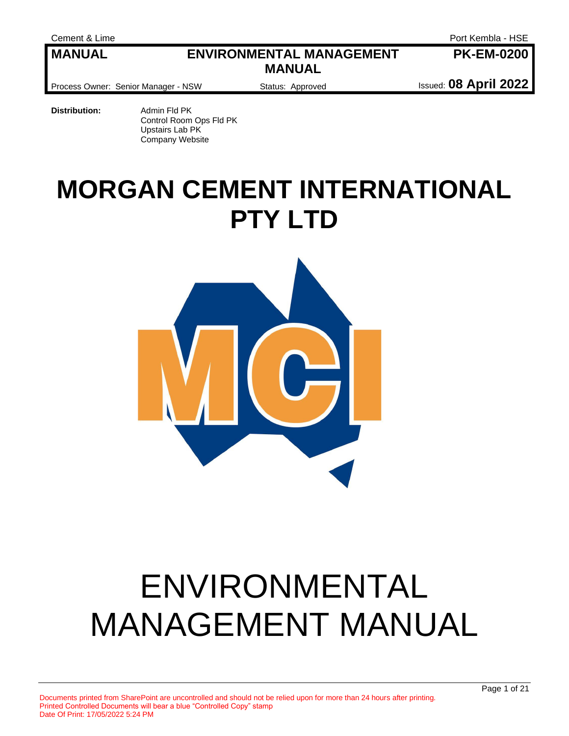| MANUAL | ENVIRONMENTAL MANAGEMENT MANUAL | PK-EM-0200 |
| --- | --- | --- |
| Process Owner: Senior Manager - NSW | Status: Approved | Issued: 08 April 2022 |

**Distribution:**

Admin Fld PK
Control Room Ops Fld PK
Upstairs Lab PK
Company Website

# MORGAN CEMENT INTERNATIONAL PTY LTD

# ENVIRONMENTAL MANAGEMENT MANUAL

Documents printed from SharePoint are uncontrolled and should not be relied upon for more than 24 hours after printing.
Printed Controlled Documents will bear a blue "Controlled Copy" stamp
Date Of Print: 17/05/2022 5:24 PM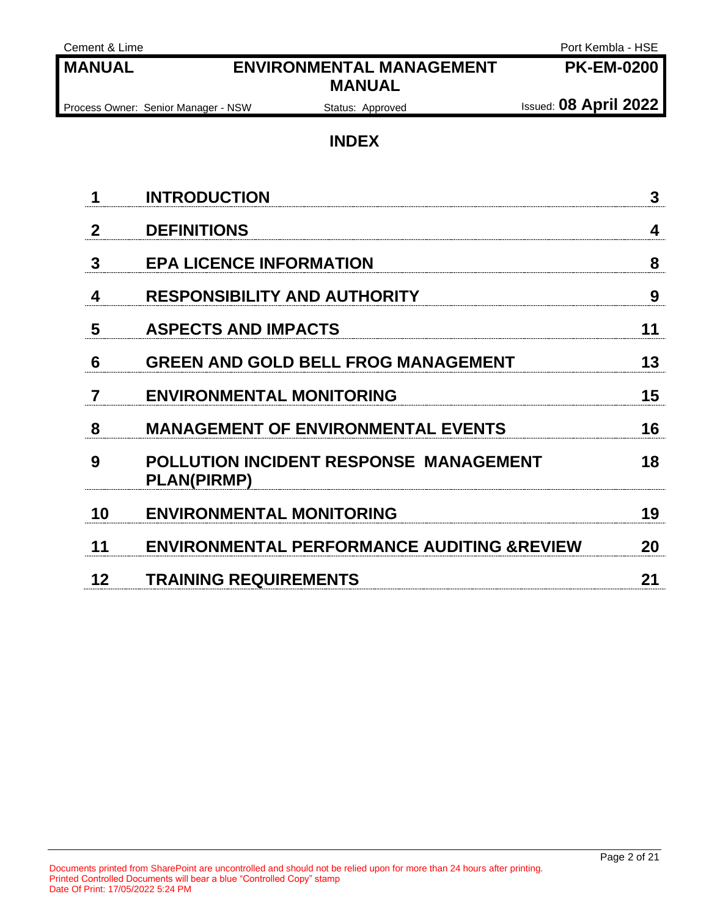# INDEX

| | | |
|---|---|---|
| **1** | **INTRODUCTION** | **3** |
| **2** | **DEFINITIONS** | **4** |
| **3** | **EPA LICENCE INFORMATION** | **8** |
| **4** | **RESPONSIBILITY AND AUTHORITY** | **9** |
| **5** | **ASPECTS AND IMPACTS** | **11** |
| **6** | **GREEN AND GOLD BELL FROG MANAGEMENT** | **13** |
| **7** | **ENVIRONMENTAL MONITORING** | **15** |
| **8** | **MANAGEMENT OF ENVIRONMENTAL EVENTS** | **16** |
| **9** | **POLLUTION INCIDENT RESPONSE MANAGEMENT PLAN(PIRMP)** | **18** |
| **10** | **ENVIRONMENTAL MONITORING** | **19** |
| **11** | **ENVIRONMENTAL PERFORMANCE AUDITING &REVIEW** | **20** |
| **12** | **TRAINING REQUIREMENTS** | **21** |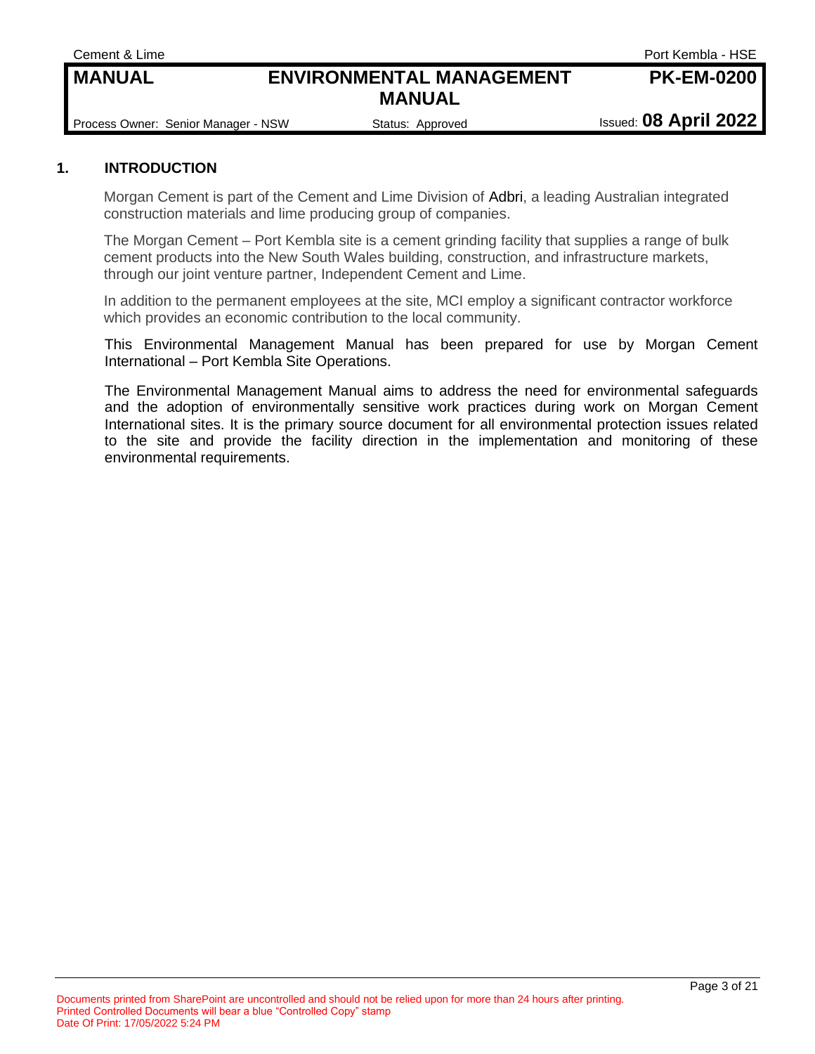## 1. INTRODUCTION

Morgan Cement is part of the Cement and Lime Division of Adbri, a leading Australian integrated construction materials and lime producing group of companies.

The Morgan Cement – Port Kembla site is a cement grinding facility that supplies a range of bulk cement products into the New South Wales building, construction, and infrastructure markets, through our joint venture partner, Independent Cement and Lime.

In addition to the permanent employees at the site, MCI employ a significant contractor workforce which provides an economic contribution to the local community.

This Environmental Management Manual has been prepared for use by Morgan Cement International – Port Kembla Site Operations.

The Environmental Management Manual aims to address the need for environmental safeguards and the adoption of environmentally sensitive work practices during work on Morgan Cement International sites. It is the primary source document for all environmental protection issues related to the site and provide the facility direction in the implementation and monitoring of these environmental requirements.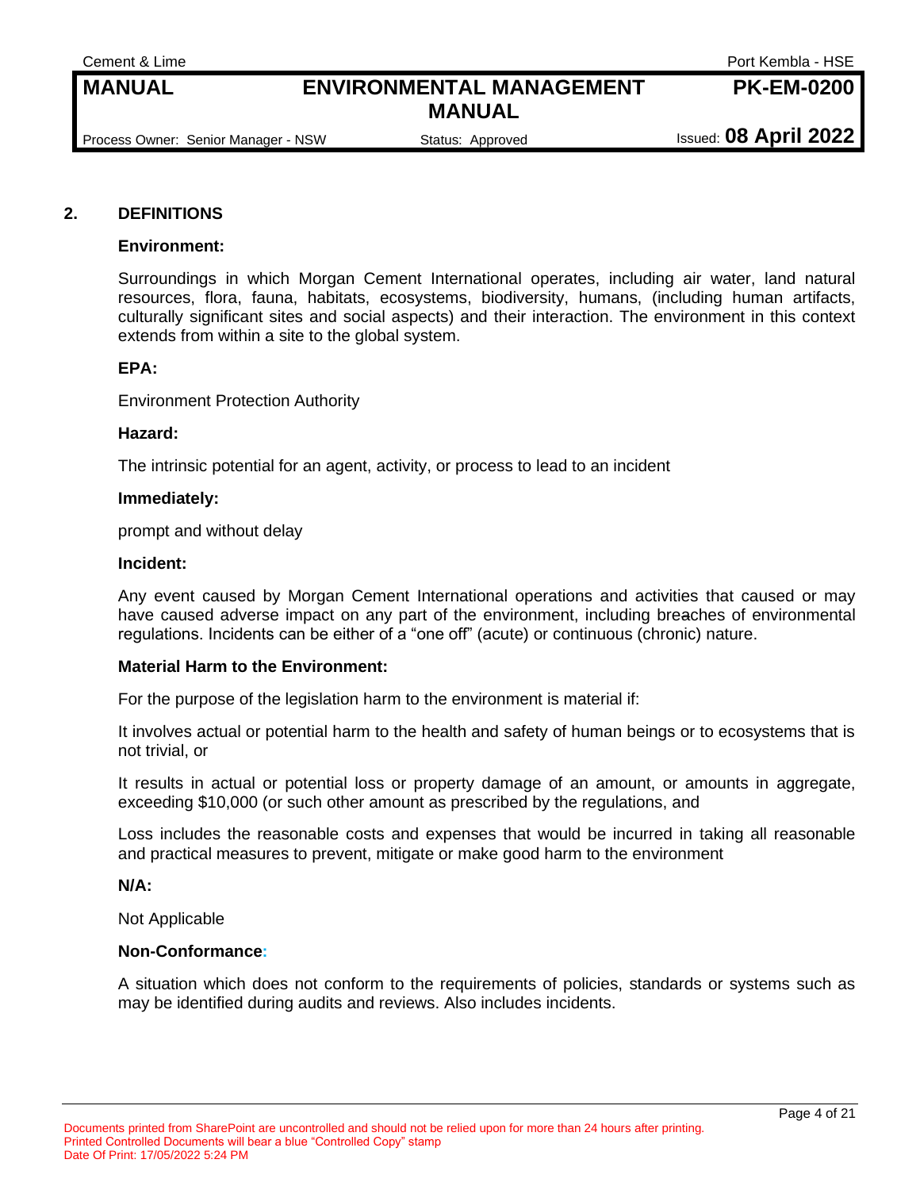## 2. DEFINITIONS

**Environment:**

Surroundings in which Morgan Cement International operates, including air water, land natural resources, flora, fauna, habitats, ecosystems, biodiversity, humans, (including human artifacts, culturally significant sites and social aspects) and their interaction. The environment in this context extends from within a site to the global system.

**EPA:**

Environment Protection Authority

**Hazard:**

The intrinsic potential for an agent, activity, or process to lead to an incident

**Immediately:**

prompt and without delay

**Incident:**

Any event caused by Morgan Cement International operations and activities that caused or may have caused adverse impact on any part of the environment, including breaches of environmental regulations. Incidents can be either of a "one off" (acute) or continuous (chronic) nature.

**Material Harm to the Environment:**

For the purpose of the legislation harm to the environment is material if:

It involves actual or potential harm to the health and safety of human beings or to ecosystems that is not trivial, or

It results in actual or potential loss or property damage of an amount, or amounts in aggregate, exceeding $10,000 (or such other amount as prescribed by the regulations, and

Loss includes the reasonable costs and expenses that would be incurred in taking all reasonable and practical measures to prevent, mitigate or make good harm to the environment

**N/A:**

Not Applicable

**Non-Conformance:**

A situation which does not conform to the requirements of policies, standards or systems such as may be identified during audits and reviews. Also includes incidents.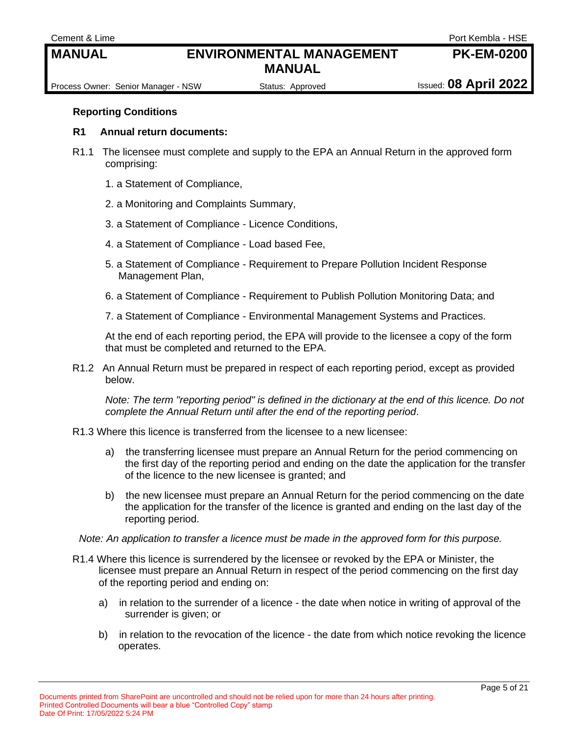### Reporting Conditions

### R1 Annual return documents:

R1.1 The licensee must complete and supply to the EPA an Annual Return in the approved form comprising:

1. a Statement of Compliance,
2. a Monitoring and Complaints Summary,
3. a Statement of Compliance - Licence Conditions,
4. a Statement of Compliance - Load based Fee,
5. a Statement of Compliance - Requirement to Prepare Pollution Incident Response Management Plan,
6. a Statement of Compliance - Requirement to Publish Pollution Monitoring Data; and
7. a Statement of Compliance - Environmental Management Systems and Practices.

At the end of each reporting period, the EPA will provide to the licensee a copy of the form that must be completed and returned to the EPA.

R1.2 An Annual Return must be prepared in respect of each reporting period, except as provided below.

*Note: The term "reporting period" is defined in the dictionary at the end of this licence. Do not complete the Annual Return until after the end of the reporting period.*

R1.3 Where this licence is transferred from the licensee to a new licensee:

a) the transferring licensee must prepare an Annual Return for the period commencing on the first day of the reporting period and ending on the date the application for the transfer of the licence to the new licensee is granted; and

b) the new licensee must prepare an Annual Return for the period commencing on the date the application for the transfer of the licence is granted and ending on the last day of the reporting period.

*Note: An application to transfer a licence must be made in the approved form for this purpose.*

R1.4 Where this licence is surrendered by the licensee or revoked by the EPA or Minister, the licensee must prepare an Annual Return in respect of the period commencing on the first day of the reporting period and ending on:

a) in relation to the surrender of a licence - the date when notice in writing of approval of the surrender is given; or

b) in relation to the revocation of the licence - the date from which notice revoking the licence operates.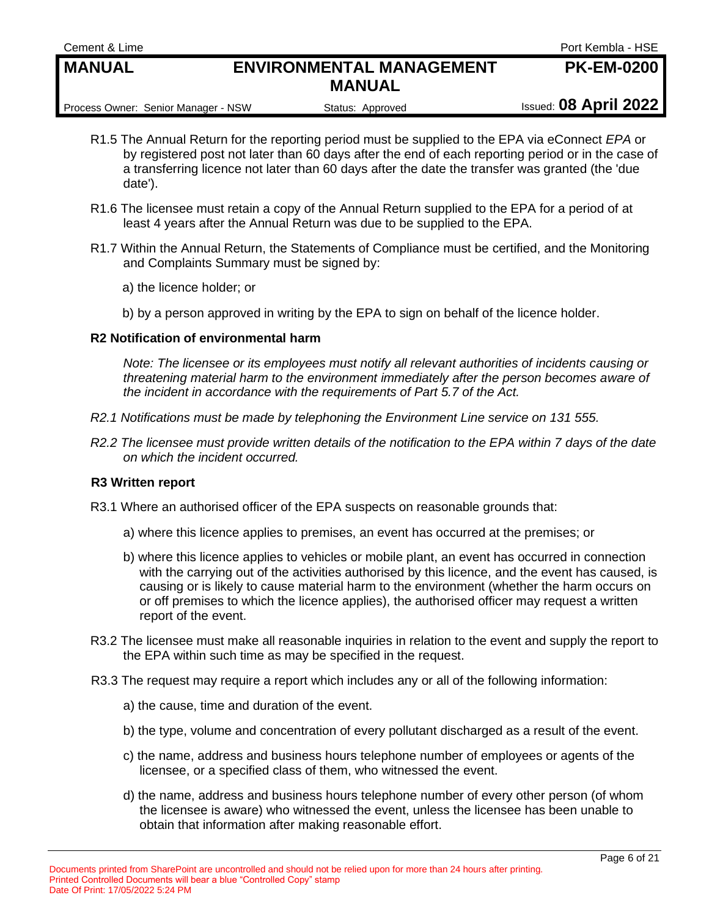R1.5 The Annual Return for the reporting period must be supplied to the EPA via eConnect *EPA* or by registered post not later than 60 days after the end of each reporting period or in the case of a transferring licence not later than 60 days after the date the transfer was granted (the 'due date').

R1.6 The licensee must retain a copy of the Annual Return supplied to the EPA for a period of at least 4 years after the Annual Return was due to be supplied to the EPA.

R1.7 Within the Annual Return, the Statements of Compliance must be certified, and the Monitoring and Complaints Summary must be signed by:

a) the licence holder; or

b) by a person approved in writing by the EPA to sign on behalf of the licence holder.

**R2 Notification of environmental harm**

*Note: The licensee or its employees must notify all relevant authorities of incidents causing or threatening material harm to the environment immediately after the person becomes aware of the incident in accordance with the requirements of Part 5.7 of the Act.*

*R2.1 Notifications must be made by telephoning the Environment Line service on 131 555.*

*R2.2 The licensee must provide written details of the notification to the EPA within 7 days of the date on which the incident occurred.*

**R3 Written report**

R3.1 Where an authorised officer of the EPA suspects on reasonable grounds that:

a) where this licence applies to premises, an event has occurred at the premises; or

b) where this licence applies to vehicles or mobile plant, an event has occurred in connection with the carrying out of the activities authorised by this licence, and the event has caused, is causing or is likely to cause material harm to the environment (whether the harm occurs on or off premises to which the licence applies), the authorised officer may request a written report of the event.

R3.2 The licensee must make all reasonable inquiries in relation to the event and supply the report to the EPA within such time as may be specified in the request.

R3.3 The request may require a report which includes any or all of the following information:

a) the cause, time and duration of the event.

b) the type, volume and concentration of every pollutant discharged as a result of the event.

c) the name, address and business hours telephone number of employees or agents of the licensee, or a specified class of them, who witnessed the event.

d) the name, address and business hours telephone number of every other person (of whom the licensee is aware) who witnessed the event, unless the licensee has been unable to obtain that information after making reasonable effort.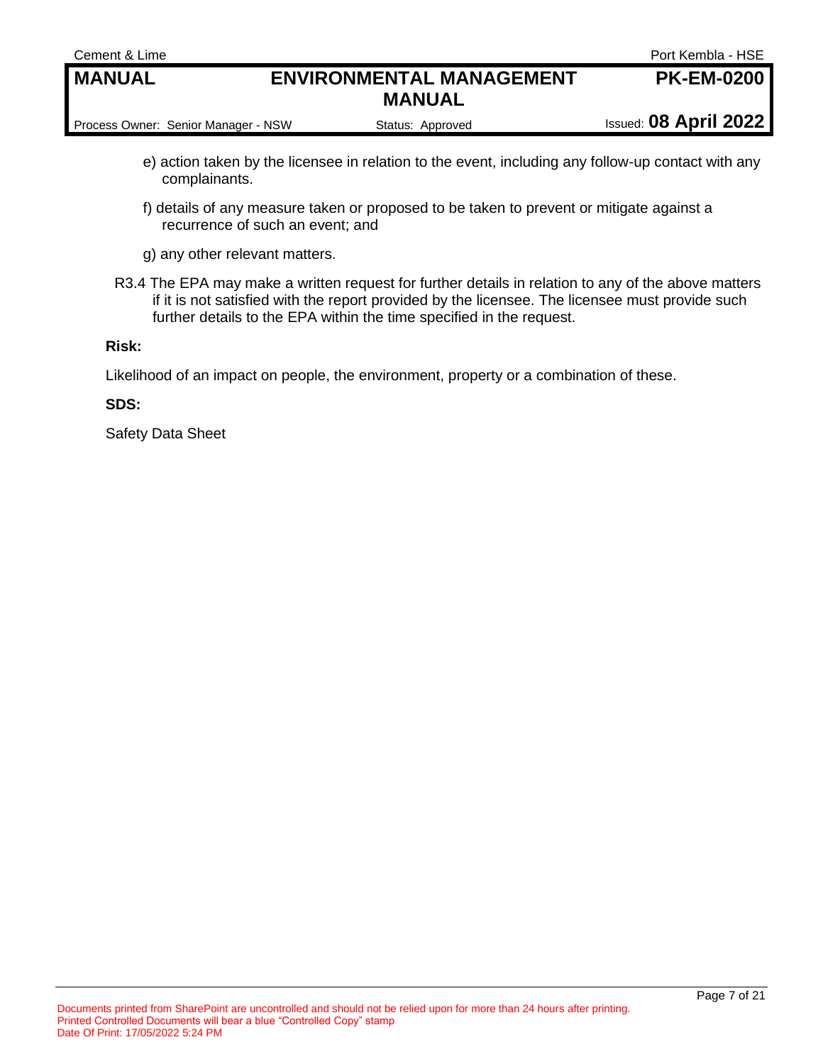e) action taken by the licensee in relation to the event, including any follow-up contact with any complainants.

f) details of any measure taken or proposed to be taken to prevent or mitigate against a recurrence of such an event; and

g) any other relevant matters.

R3.4 The EPA may make a written request for further details in relation to any of the above matters if it is not satisfied with the report provided by the licensee. The licensee must provide such further details to the EPA within the time specified in the request.

**Risk:**

Likelihood of an impact on people, the environment, property or a combination of these.

**SDS:**

Safety Data Sheet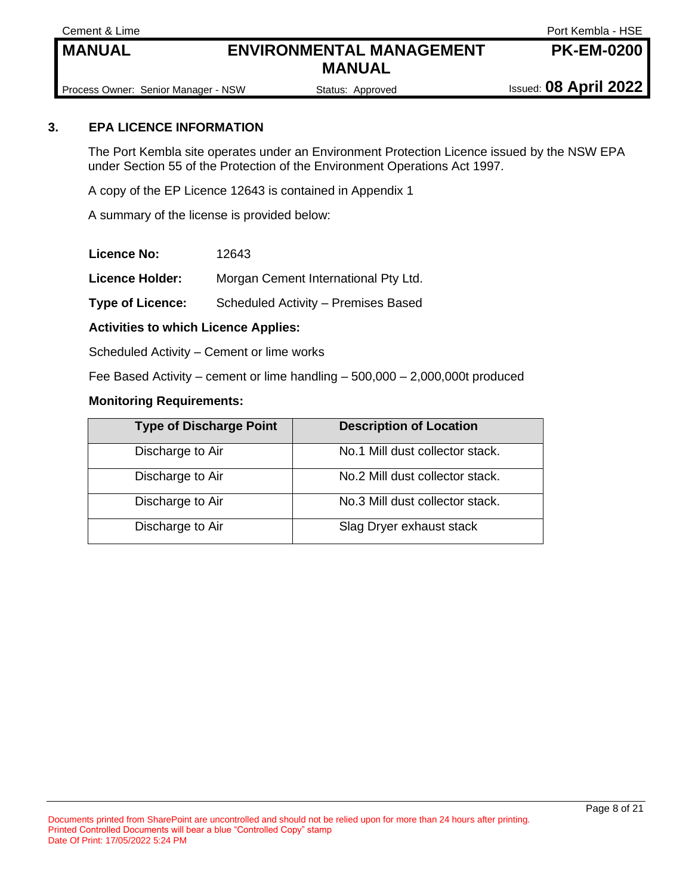## 3. EPA LICENCE INFORMATION

The Port Kembla site operates under an Environment Protection Licence issued by the NSW EPA under Section 55 of the Protection of the Environment Operations Act 1997.

A copy of the EP Licence 12643 is contained in Appendix 1

A summary of the license is provided below:

**Licence No:** 12643

**Licence Holder:** Morgan Cement International Pty Ltd.

**Type of Licence:** Scheduled Activity – Premises Based

**Activities to which Licence Applies:**

Scheduled Activity – Cement or lime works

Fee Based Activity – cement or lime handling – 500,000 – 2,000,000t produced

**Monitoring Requirements:**

| Type of Discharge Point | Description of Location |
|---|---|
| Discharge to Air | No.1 Mill dust collector stack. |
| Discharge to Air | No.2 Mill dust collector stack. |
| Discharge to Air | No.3 Mill dust collector stack. |
| Discharge to Air | Slag Dryer exhaust stack |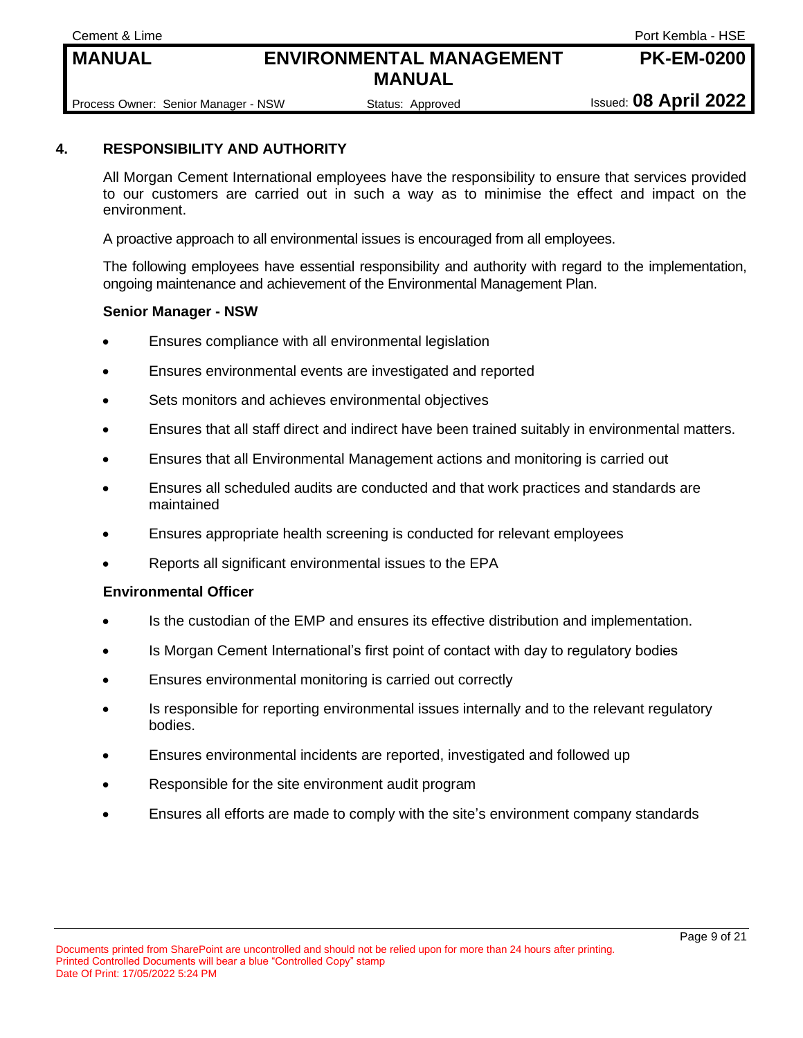## 4. RESPONSIBILITY AND AUTHORITY

All Morgan Cement International employees have the responsibility to ensure that services provided to our customers are carried out in such a way as to minimise the effect and impact on the environment.

A proactive approach to all environmental issues is encouraged from all employees.

The following employees have essential responsibility and authority with regard to the implementation, ongoing maintenance and achievement of the Environmental Management Plan.

**Senior Manager - NSW**

- Ensures compliance with all environmental legislation
- Ensures environmental events are investigated and reported
- Sets monitors and achieves environmental objectives
- Ensures that all staff direct and indirect have been trained suitably in environmental matters.
- Ensures that all Environmental Management actions and monitoring is carried out
- Ensures all scheduled audits are conducted and that work practices and standards are maintained
- Ensures appropriate health screening is conducted for relevant employees
- Reports all significant environmental issues to the EPA

**Environmental Officer**

- Is the custodian of the EMP and ensures its effective distribution and implementation.
- Is Morgan Cement International's first point of contact with day to regulatory bodies
- Ensures environmental monitoring is carried out correctly
- Is responsible for reporting environmental issues internally and to the relevant regulatory bodies.
- Ensures environmental incidents are reported, investigated and followed up
- Responsible for the site environment audit program
- Ensures all efforts are made to comply with the site's environment company standards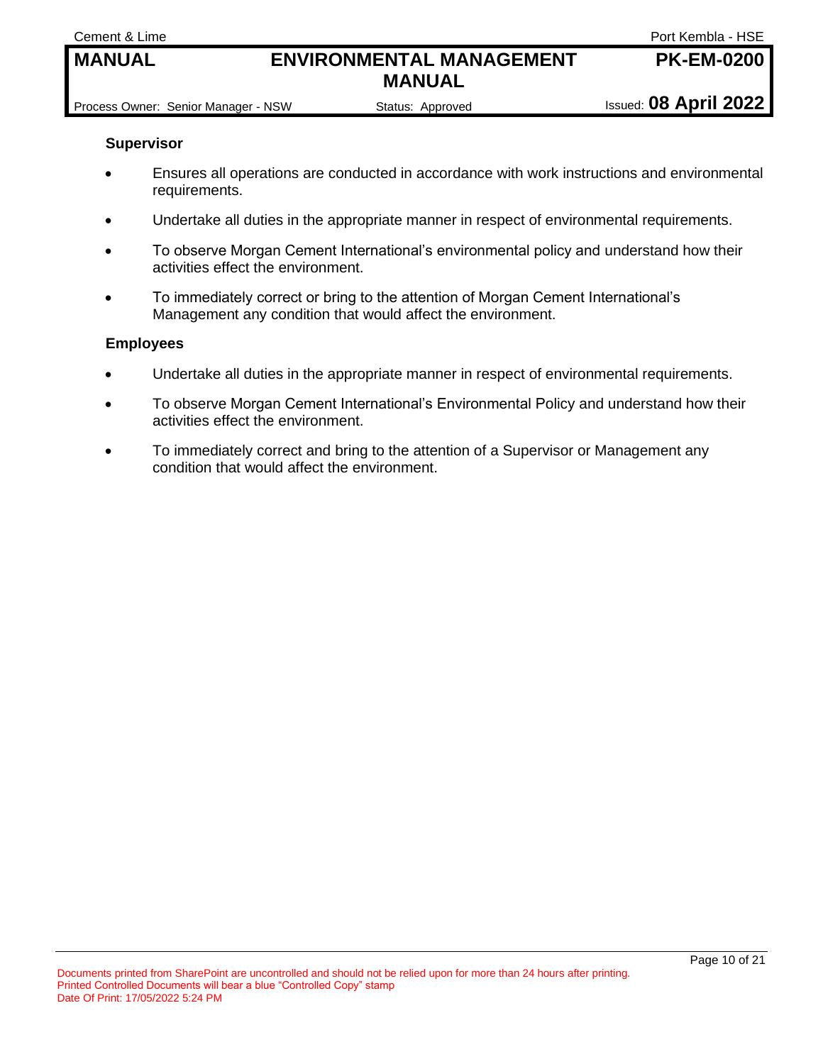**Supervisor**

- Ensures all operations are conducted in accordance with work instructions and environmental requirements.
- Undertake all duties in the appropriate manner in respect of environmental requirements.
- To observe Morgan Cement International's environmental policy and understand how their activities effect the environment.
- To immediately correct or bring to the attention of Morgan Cement International's Management any condition that would affect the environment.

**Employees**

- Undertake all duties in the appropriate manner in respect of environmental requirements.
- To observe Morgan Cement International's Environmental Policy and understand how their activities effect the environment.
- To immediately correct and bring to the attention of a Supervisor or Management any condition that would affect the environment.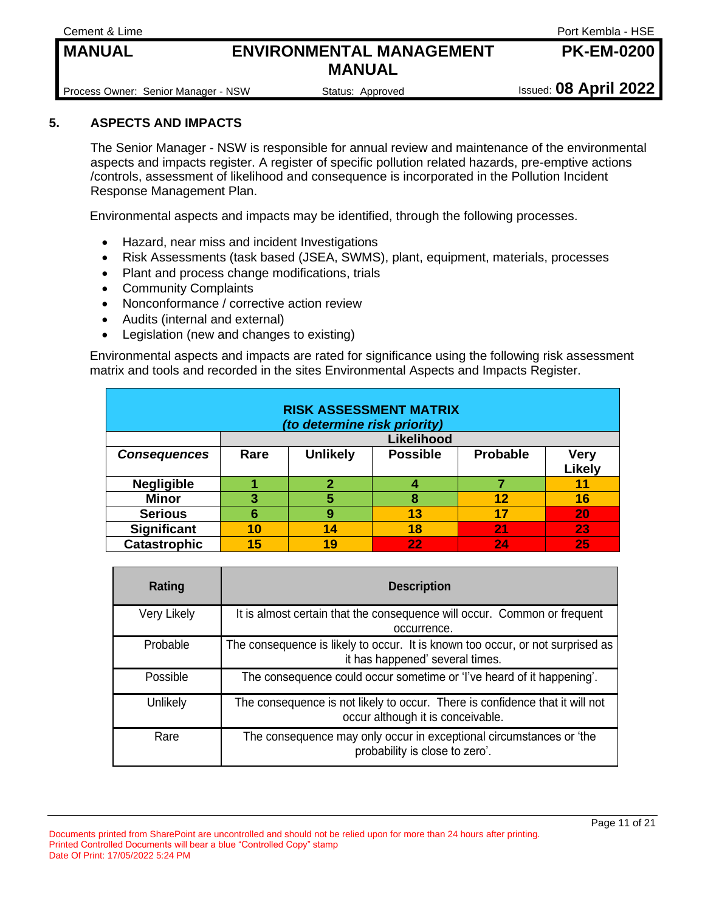## 5. ASPECTS AND IMPACTS

The Senior Manager - NSW is responsible for annual review and maintenance of the environmental aspects and impacts register. A register of specific pollution related hazards, pre-emptive actions /controls, assessment of likelihood and consequence is incorporated in the Pollution Incident Response Management Plan.

Environmental aspects and impacts may be identified, through the following processes.

- Hazard, near miss and incident Investigations
- Risk Assessments (task based (JSEA, SWMS), plant, equipment, materials, processes
- Plant and process change modifications, trials
- Community Complaints
- Nonconformance / corrective action review
- Audits (internal and external)
- Legislation (new and changes to existing)

Environmental aspects and impacts are rated for significance using the following risk assessment matrix and tools and recorded in the sites Environmental Aspects and Impacts Register.

**RISK ASSESSMENT MATRIX**
***(to determine risk priority)***

| | **Likelihood** | | | | |
|---|---|---|---|---|---|
| ***Consequences*** | **Rare** | **Unlikely** | **Possible** | **Probable** | **Very Likely** |
| **Negligible** | **1** | **2** | **4** | **7** | **11** |
| **Minor** | **3** | **5** | **8** | **12** | **16** |
| **Serious** | **6** | **9** | **13** | **17** | **20** |
| **Significant** | **10** | **14** | **18** | **21** | **23** |
| **Catastrophic** | **15** | **19** | **22** | **24** | **25** |

| Rating | Description |
|---|---|
| Very Likely | It is almost certain that the consequence will occur. Common or frequent occurrence. |
| Probable | The consequence is likely to occur. It is known too occur, or not surprised as it has happened' several times. |
| Possible | The consequence could occur sometime or 'I've heard of it happening'. |
| Unlikely | The consequence is not likely to occur. There is confidence that it will not occur although it is conceivable. |
| Rare | The consequence may only occur in exceptional circumstances or 'the probability is close to zero'. |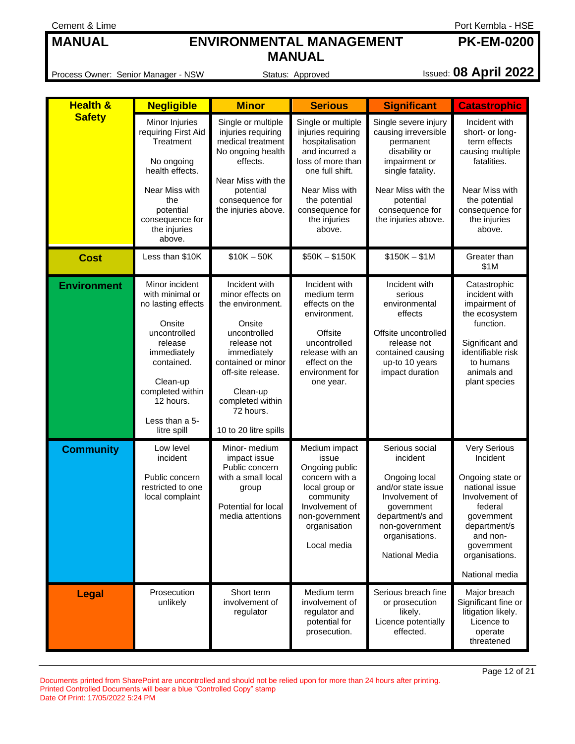| Health & Safety | Negligible | Minor | Serious | Significant | Catastrophic |
|---|---|---|---|---|---|
| | Minor Injuries requiring First Aid Treatment<br><br>No ongoing health effects.<br><br>Near Miss with the potential consequence for the injuries above. | Single or multiple injuries requiring medical treatment No ongoing health effects.<br><br>Near Miss with the potential consequence for the injuries above. | Single or multiple injuries requiring hospitalisation and incurred a loss of more than one full shift.<br><br>Near Miss with the potential consequence for the injuries above. | Single severe injury causing irreversible permanent disability or impairment or single fatality.<br><br>Near Miss with the potential consequence for the injuries above. | Incident with short- or long-term effects causing multiple fatalities.<br><br>Near Miss with the potential consequence for the injuries above. |
| **Cost** | Less than $10K | $10K – 50K | $50K – $150K | $150K – $1M | Greater than $1M |
| **Environment** | Minor incident with minimal or no lasting effects<br><br>Onsite uncontrolled release immediately contained.<br><br>Clean-up completed within 12 hours.<br><br>Less than a 5-litre spill | Incident with minor effects on the environment.<br><br>Onsite uncontrolled release not immediately contained or minor off-site release.<br><br>Clean-up completed within 72 hours.<br><br>10 to 20 litre spills | Incident with medium term effects on the environment.<br><br>Offsite uncontrolled release with an effect on the environment for one year. | Incident with serious environmental effects<br><br>Offsite uncontrolled release not contained causing up-to 10 years impact duration | Catastrophic incident with impairment of the ecosystem function.<br><br>Significant and identifiable risk to humans animals and plant species |
| **Community** | Low level incident<br><br>Public concern restricted to one local complaint | Minor- medium impact issue Public concern with a small local group<br><br>Potential for local media attentions | Medium impact issue Ongoing public concern with a local group or community Involvement of non-government organisation<br><br>Local media | Serious social incident<br><br>Ongoing local and/or state issue Involvement of government department/s and non-government organisations.<br><br>National Media | Very Serious Incident<br><br>Ongoing state or national issue Involvement of federal government department/s and non-government organisations.<br><br>National media |
| **Legal** | Prosecution unlikely | Short term involvement of regulator | Medium term involvement of regulator and potential for prosecution. | Serious breach fine or prosecution likely. Licence potentially effected. | Major breach Significant fine or litigation likely. Licence to operate threatened |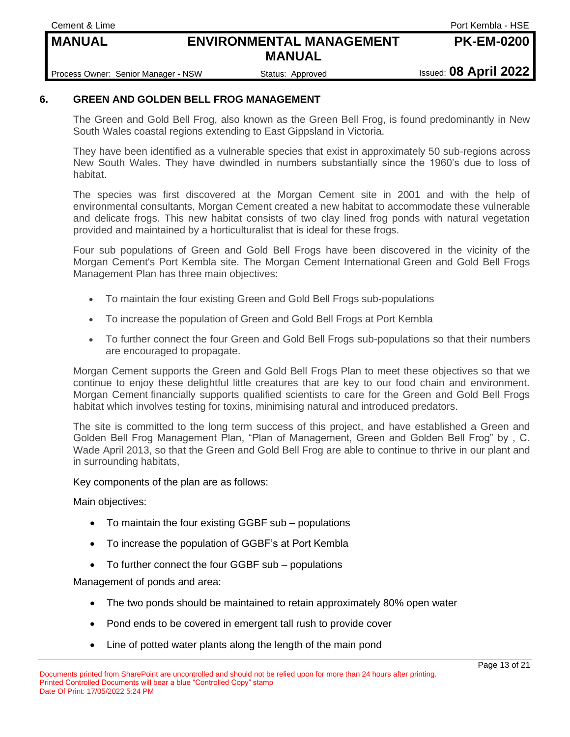## 6. GREEN AND GOLDEN BELL FROG MANAGEMENT

The Green and Gold Bell Frog, also known as the Green Bell Frog, is found predominantly in New South Wales coastal regions extending to East Gippsland in Victoria.

They have been identified as a vulnerable species that exist in approximately 50 sub-regions across New South Wales. They have dwindled in numbers substantially since the 1960's due to loss of habitat.

The species was first discovered at the Morgan Cement site in 2001 and with the help of environmental consultants, Morgan Cement created a new habitat to accommodate these vulnerable and delicate frogs. This new habitat consists of two clay lined frog ponds with natural vegetation provided and maintained by a horticulturalist that is ideal for these frogs.

Four sub populations of Green and Gold Bell Frogs have been discovered in the vicinity of the Morgan Cement's Port Kembla site. The Morgan Cement International Green and Gold Bell Frogs Management Plan has three main objectives:

- To maintain the four existing Green and Gold Bell Frogs sub-populations
- To increase the population of Green and Gold Bell Frogs at Port Kembla
- To further connect the four Green and Gold Bell Frogs sub-populations so that their numbers are encouraged to propagate.

Morgan Cement supports the Green and Gold Bell Frogs Plan to meet these objectives so that we continue to enjoy these delightful little creatures that are key to our food chain and environment. Morgan Cement financially supports qualified scientists to care for the Green and Gold Bell Frogs habitat which involves testing for toxins, minimising natural and introduced predators.

The site is committed to the long term success of this project, and have established a Green and Golden Bell Frog Management Plan, "Plan of Management, Green and Golden Bell Frog" by , C. Wade April 2013, so that the Green and Gold Bell Frog are able to continue to thrive in our plant and in surrounding habitats,

Key components of the plan are as follows:

Main objectives:

- To maintain the four existing GGBF sub – populations
- To increase the population of GGBF's at Port Kembla
- To further connect the four GGBF sub – populations

Management of ponds and area:

- The two ponds should be maintained to retain approximately 80% open water
- Pond ends to be covered in emergent tall rush to provide cover
- Line of potted water plants along the length of the main pond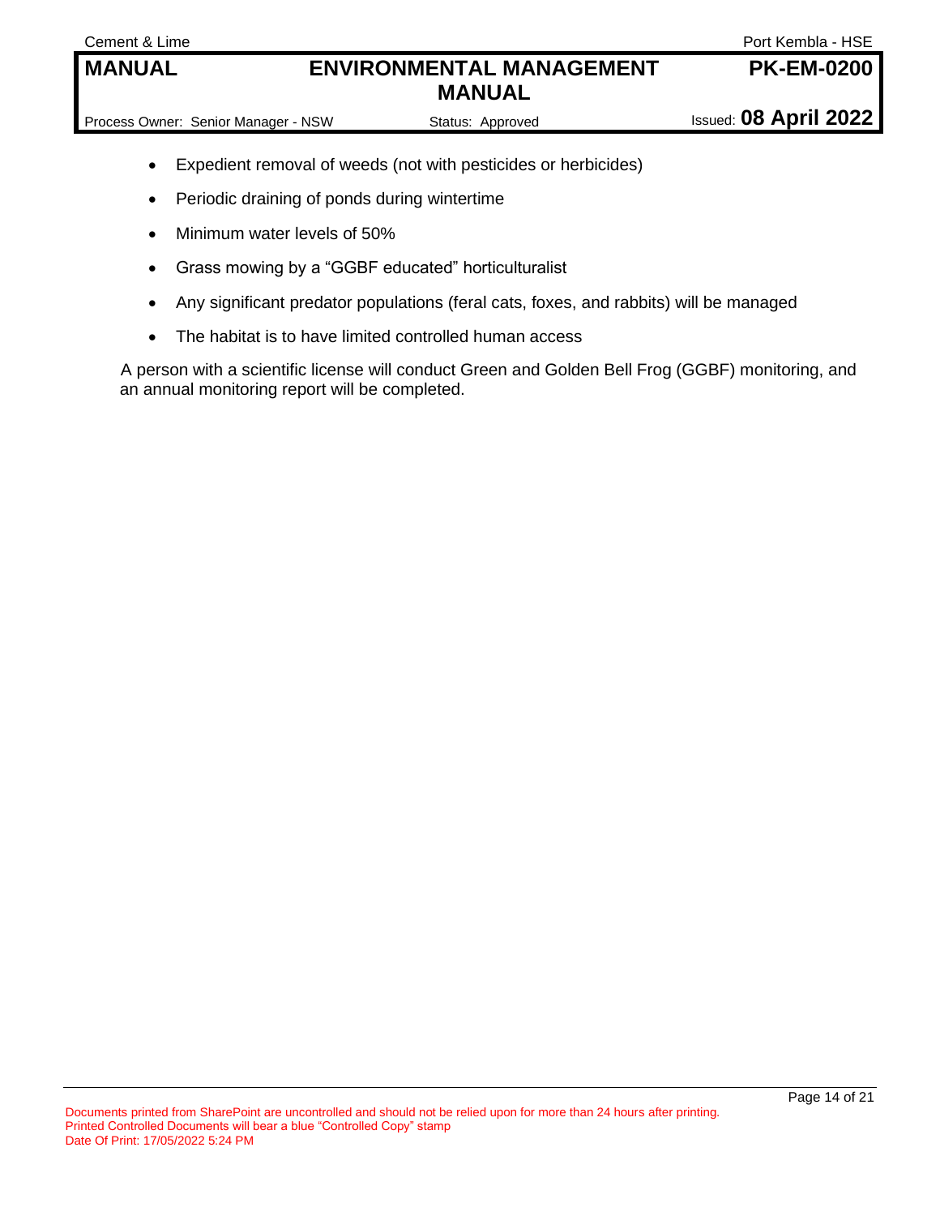- Expedient removal of weeds (not with pesticides or herbicides)
- Periodic draining of ponds during wintertime
- Minimum water levels of 50%
- Grass mowing by a “GGBF educated” horticulturalist
- Any significant predator populations (feral cats, foxes, and rabbits) will be managed
- The habitat is to have limited controlled human access

A person with a scientific license will conduct Green and Golden Bell Frog (GGBF) monitoring, and an annual monitoring report will be completed.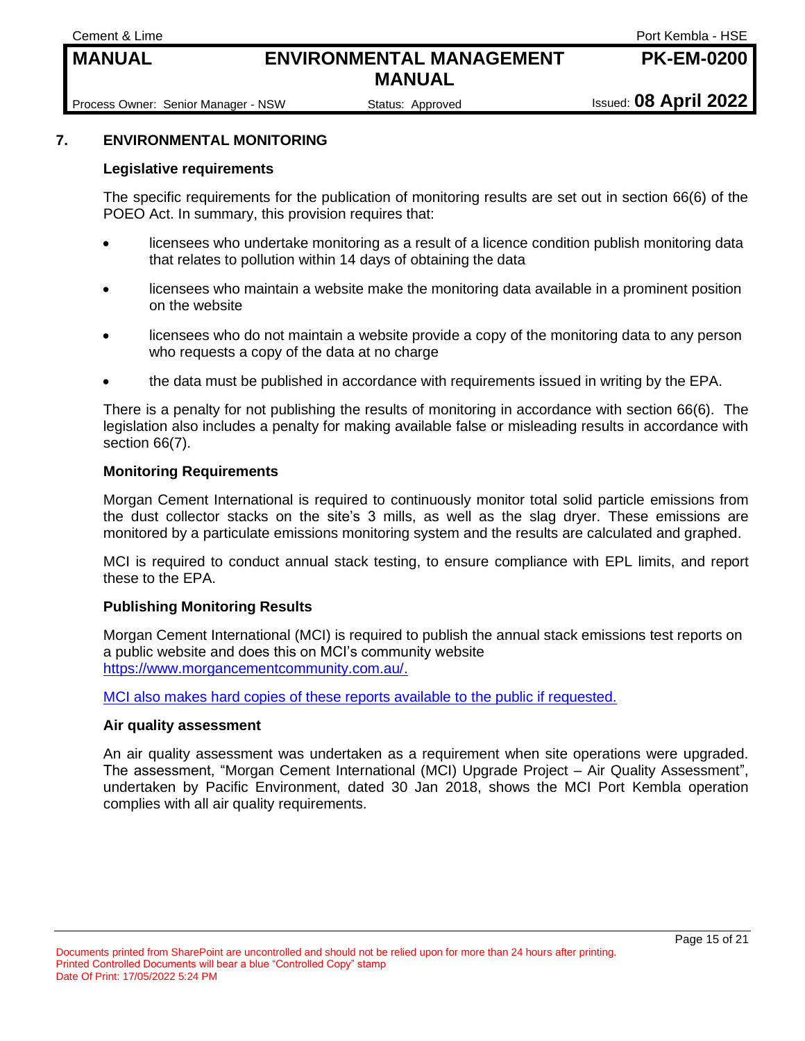## 7. ENVIRONMENTAL MONITORING

### Legislative requirements

The specific requirements for the publication of monitoring results are set out in section 66(6) of the POEO Act. In summary, this provision requires that:

- licensees who undertake monitoring as a result of a licence condition publish monitoring data that relates to pollution within 14 days of obtaining the data
- licensees who maintain a website make the monitoring data available in a prominent position on the website
- licensees who do not maintain a website provide a copy of the monitoring data to any person who requests a copy of the data at no charge
- the data must be published in accordance with requirements issued in writing by the EPA.

There is a penalty for not publishing the results of monitoring in accordance with section 66(6). The legislation also includes a penalty for making available false or misleading results in accordance with section 66(7).

### Monitoring Requirements

Morgan Cement International is required to continuously monitor total solid particle emissions from the dust collector stacks on the site's 3 mills, as well as the slag dryer. These emissions are monitored by a particulate emissions monitoring system and the results are calculated and graphed.

MCI is required to conduct annual stack testing, to ensure compliance with EPL limits, and report these to the EPA.

### Publishing Monitoring Results

Morgan Cement International (MCI) is required to publish the annual stack emissions test reports on a public website and does this on MCI's community website https://www.morgancementcommunity.com.au/.

MCI also makes hard copies of these reports available to the public if requested.

### Air quality assessment

An air quality assessment was undertaken as a requirement when site operations were upgraded. The assessment, "Morgan Cement International (MCI) Upgrade Project – Air Quality Assessment", undertaken by Pacific Environment, dated 30 Jan 2018, shows the MCI Port Kembla operation complies with all air quality requirements.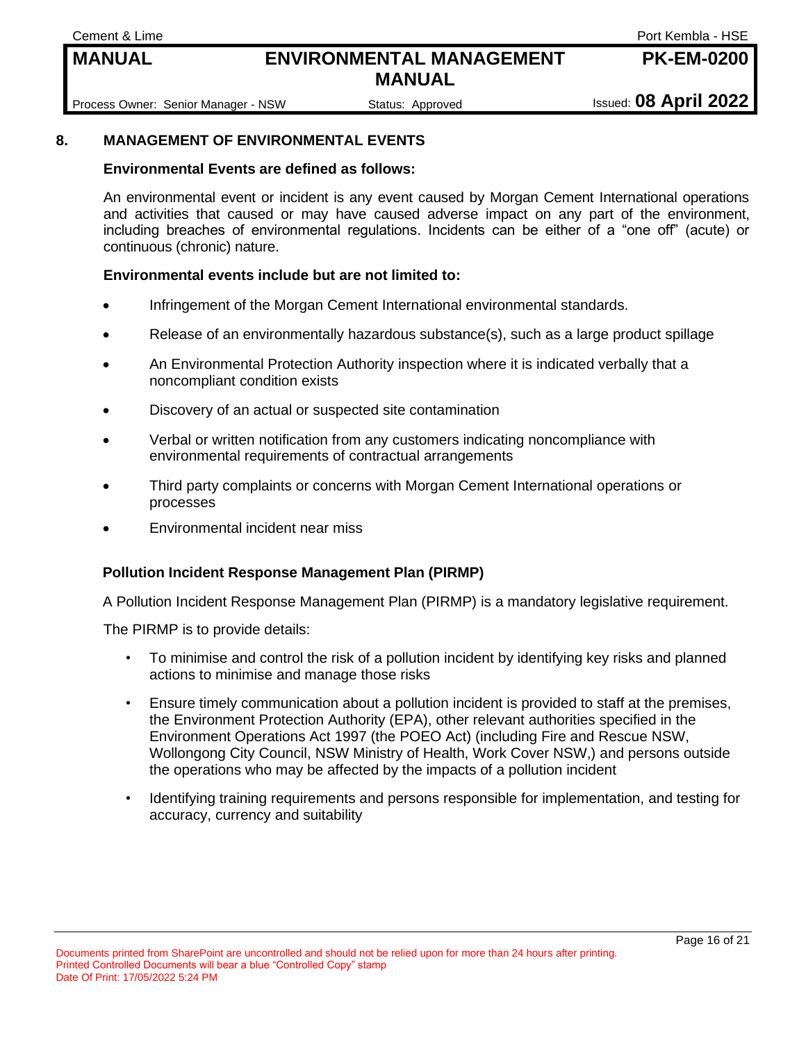## 8. MANAGEMENT OF ENVIRONMENTAL EVENTS

**Environmental Events are defined as follows:**

An environmental event or incident is any event caused by Morgan Cement International operations and activities that caused or may have caused adverse impact on any part of the environment, including breaches of environmental regulations. Incidents can be either of a “one off” (acute) or continuous (chronic) nature.

**Environmental events include but are not limited to:**

- Infringement of the Morgan Cement International environmental standards.
- Release of an environmentally hazardous substance(s), such as a large product spillage
- An Environmental Protection Authority inspection where it is indicated verbally that a noncompliant condition exists
- Discovery of an actual or suspected site contamination
- Verbal or written notification from any customers indicating noncompliance with environmental requirements of contractual arrangements
- Third party complaints or concerns with Morgan Cement International operations or processes
- Environmental incident near miss

**Pollution Incident Response Management Plan (PIRMP)**

A Pollution Incident Response Management Plan (PIRMP) is a mandatory legislative requirement.

The PIRMP is to provide details:

- To minimise and control the risk of a pollution incident by identifying key risks and planned actions to minimise and manage those risks
- Ensure timely communication about a pollution incident is provided to staff at the premises, the Environment Protection Authority (EPA), other relevant authorities specified in the Environment Operations Act 1997 (the POEO Act) (including Fire and Rescue NSW, Wollongong City Council, NSW Ministry of Health, Work Cover NSW,) and persons outside the operations who may be affected by the impacts of a pollution incident
- Identifying training requirements and persons responsible for implementation, and testing for accuracy, currency and suitability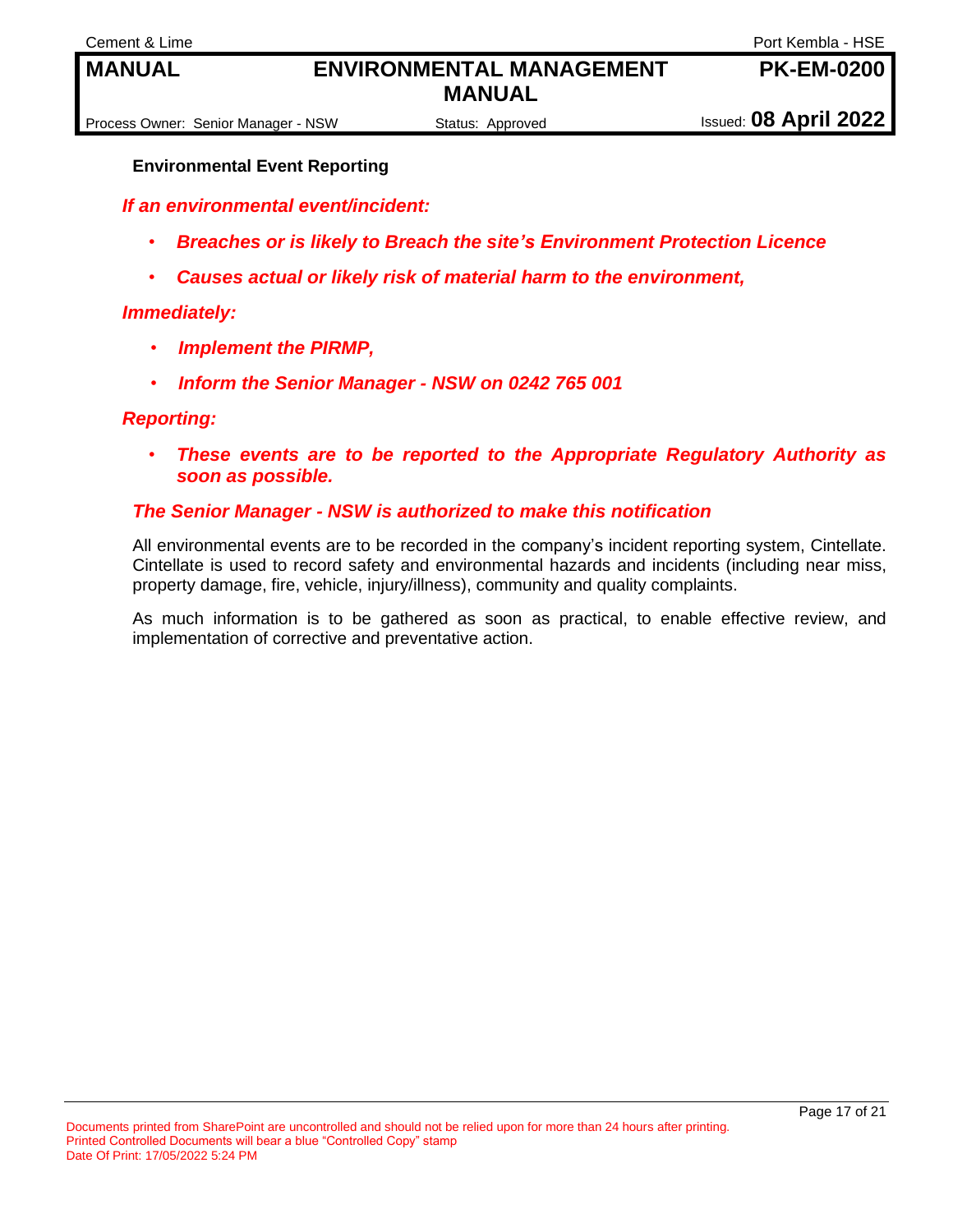### Environmental Event Reporting

***If an environmental event/incident:***

- ***Breaches or is likely to Breach the site's Environment Protection Licence***
- ***Causes actual or likely risk of material harm to the environment,***

***Immediately:***

- ***Implement the PIRMP,***
- ***Inform the Senior Manager - NSW on 0242 765 001***

***Reporting:***

- ***These events are to be reported to the Appropriate Regulatory Authority as soon as possible.***

***The Senior Manager - NSW is authorized to make this notification***

All environmental events are to be recorded in the company's incident reporting system, Cintellate. Cintellate is used to record safety and environmental hazards and incidents (including near miss, property damage, fire, vehicle, injury/illness), community and quality complaints.

As much information is to be gathered as soon as practical, to enable effective review, and implementation of corrective and preventative action.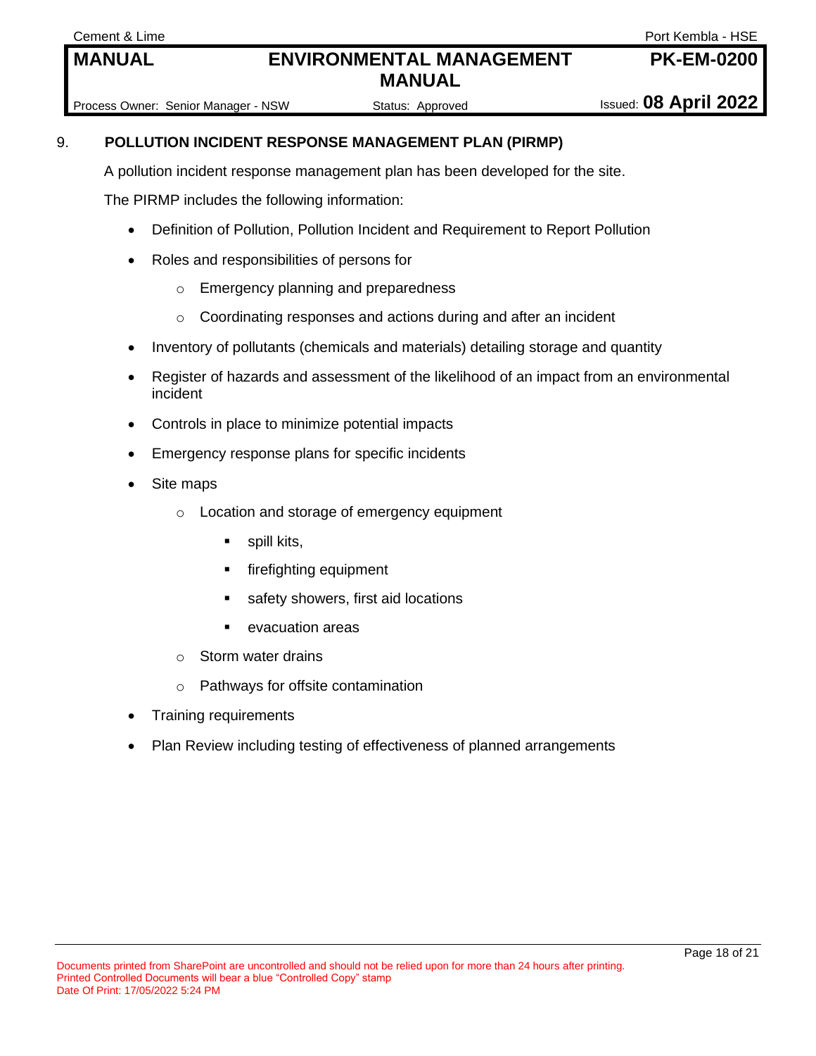## 9. POLLUTION INCIDENT RESPONSE MANAGEMENT PLAN (PIRMP)

A pollution incident response management plan has been developed for the site.

The PIRMP includes the following information:

- Definition of Pollution, Pollution Incident and Requirement to Report Pollution
- Roles and responsibilities of persons for
  - Emergency planning and preparedness
  - Coordinating responses and actions during and after an incident
- Inventory of pollutants (chemicals and materials) detailing storage and quantity
- Register of hazards and assessment of the likelihood of an impact from an environmental incident
- Controls in place to minimize potential impacts
- Emergency response plans for specific incidents
- Site maps
  - Location and storage of emergency equipment
    - spill kits,
    - firefighting equipment
    - safety showers, first aid locations
    - evacuation areas
  - Storm water drains
  - Pathways for offsite contamination
- Training requirements
- Plan Review including testing of effectiveness of planned arrangements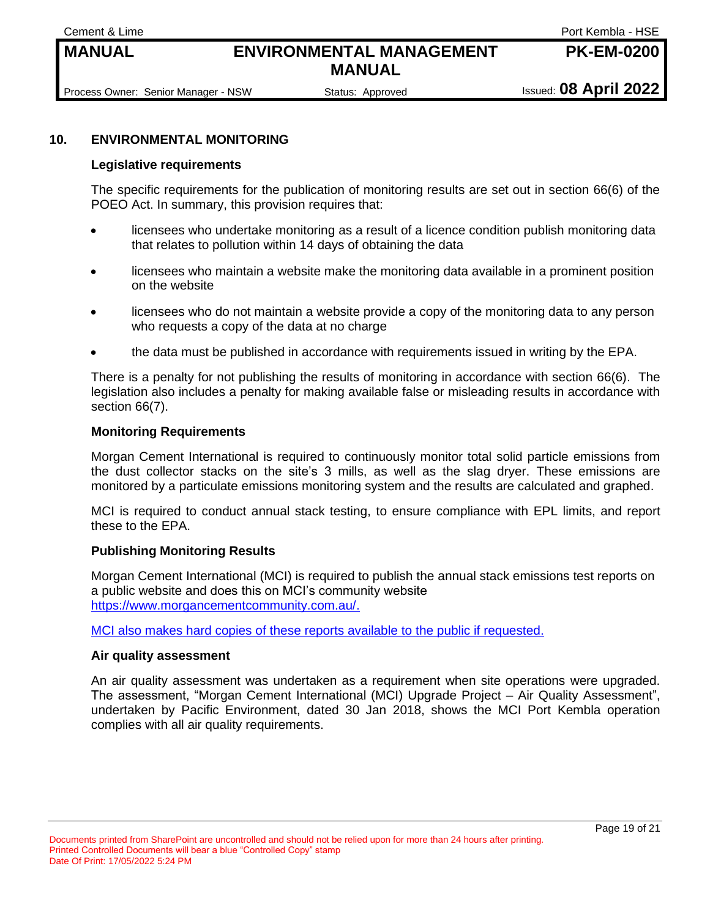## 10. ENVIRONMENTAL MONITORING

### Legislative requirements

The specific requirements for the publication of monitoring results are set out in section 66(6) of the POEO Act. In summary, this provision requires that:

- licensees who undertake monitoring as a result of a licence condition publish monitoring data that relates to pollution within 14 days of obtaining the data
- licensees who maintain a website make the monitoring data available in a prominent position on the website
- licensees who do not maintain a website provide a copy of the monitoring data to any person who requests a copy of the data at no charge
- the data must be published in accordance with requirements issued in writing by the EPA.

There is a penalty for not publishing the results of monitoring in accordance with section 66(6). The legislation also includes a penalty for making available false or misleading results in accordance with section 66(7).

### Monitoring Requirements

Morgan Cement International is required to continuously monitor total solid particle emissions from the dust collector stacks on the site's 3 mills, as well as the slag dryer. These emissions are monitored by a particulate emissions monitoring system and the results are calculated and graphed.

MCI is required to conduct annual stack testing, to ensure compliance with EPL limits, and report these to the EPA.

### Publishing Monitoring Results

Morgan Cement International (MCI) is required to publish the annual stack emissions test reports on a public website and does this on MCI's community website https://www.morgancementcommunity.com.au/.

MCI also makes hard copies of these reports available to the public if requested.

### Air quality assessment

An air quality assessment was undertaken as a requirement when site operations were upgraded. The assessment, "Morgan Cement International (MCI) Upgrade Project – Air Quality Assessment", undertaken by Pacific Environment, dated 30 Jan 2018, shows the MCI Port Kembla operation complies with all air quality requirements.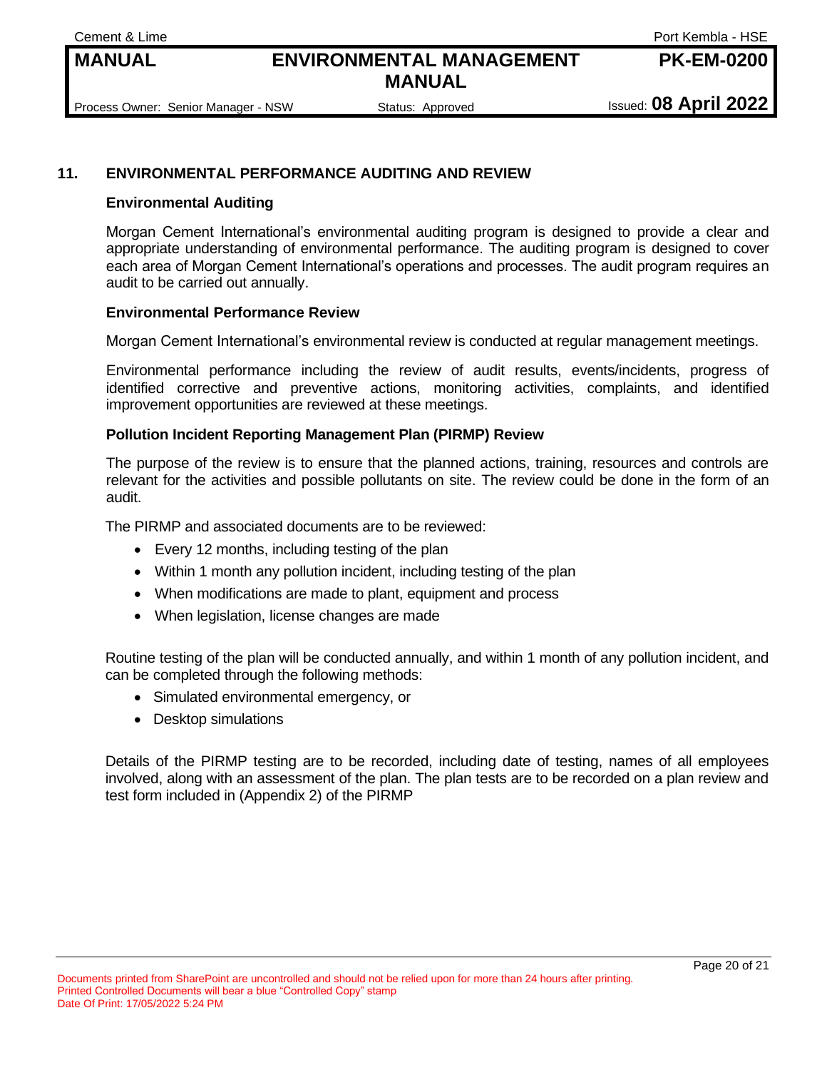## 11. ENVIRONMENTAL PERFORMANCE AUDITING AND REVIEW

### Environmental Auditing

Morgan Cement International's environmental auditing program is designed to provide a clear and appropriate understanding of environmental performance. The auditing program is designed to cover each area of Morgan Cement International's operations and processes. The audit program requires an audit to be carried out annually.

### Environmental Performance Review

Morgan Cement International's environmental review is conducted at regular management meetings.

Environmental performance including the review of audit results, events/incidents, progress of identified corrective and preventive actions, monitoring activities, complaints, and identified improvement opportunities are reviewed at these meetings.

### Pollution Incident Reporting Management Plan (PIRMP) Review

The purpose of the review is to ensure that the planned actions, training, resources and controls are relevant for the activities and possible pollutants on site. The review could be done in the form of an audit.

The PIRMP and associated documents are to be reviewed:

- Every 12 months, including testing of the plan
- Within 1 month any pollution incident, including testing of the plan
- When modifications are made to plant, equipment and process
- When legislation, license changes are made

Routine testing of the plan will be conducted annually, and within 1 month of any pollution incident, and can be completed through the following methods:

- Simulated environmental emergency, or
- Desktop simulations

Details of the PIRMP testing are to be recorded, including date of testing, names of all employees involved, along with an assessment of the plan. The plan tests are to be recorded on a plan review and test form included in (Appendix 2) of the PIRMP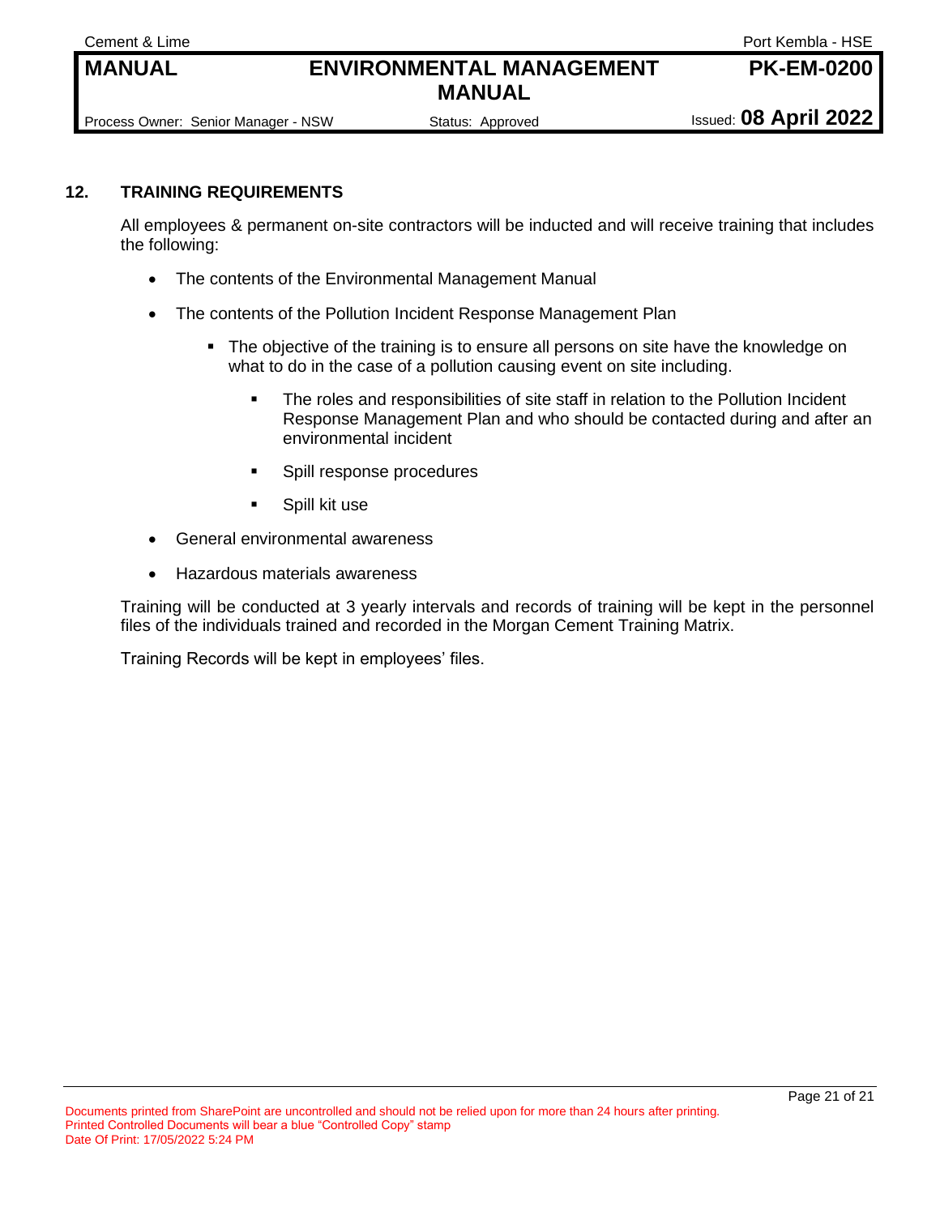## 12. TRAINING REQUIREMENTS

All employees & permanent on-site contractors will be inducted and will receive training that includes the following:

- The contents of the Environmental Management Manual
- The contents of the Pollution Incident Response Management Plan
  - The objective of the training is to ensure all persons on site have the knowledge on what to do in the case of a pollution causing event on site including.
    - The roles and responsibilities of site staff in relation to the Pollution Incident Response Management Plan and who should be contacted during and after an environmental incident
    - Spill response procedures
    - Spill kit use
- General environmental awareness
- Hazardous materials awareness

Training will be conducted at 3 yearly intervals and records of training will be kept in the personnel files of the individuals trained and recorded in the Morgan Cement Training Matrix.

Training Records will be kept in employees' files.